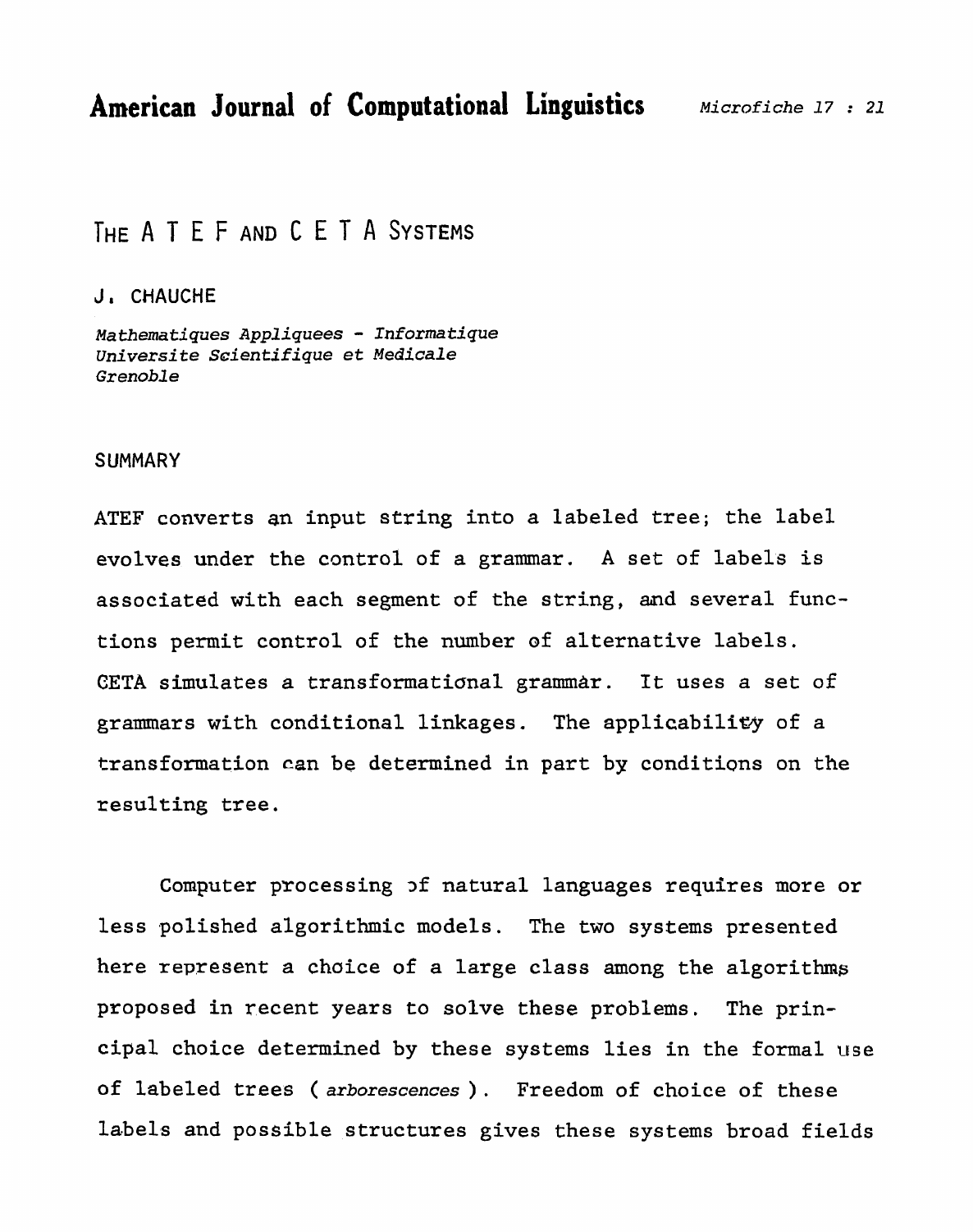# American Journal of Computational Linguistics

*Microfiche 17 : 21*

## THE A T E F AND C E T A SYSTEMS

J. CHAUCHE

*Mathematiques Appliquees - Informatique*
*Universite Scientifique et Medicale*
*Grenoble*

### SUMMARY

ATEF converts an input string into a labeled tree; the label evolves under the control of a grammar. A set of labels is associated with each segment of the string, and several functions permit control of the number of alternative labels. CETA simulates a transformational grammar. It uses a set of grammars with conditional linkages. The applicability of a transformation can be determined in part by conditions on the resulting tree.

Computer processing of natural languages requires more or less polished algorithmic models. The two systems presented here represent a choice of a large class among the algorithms proposed in recent years to solve these problems. The principal choice determined by these systems lies in the formal use of labeled trees ( *arborescences* ). Freedom of choice of these labels and possible structures gives these systems broad fields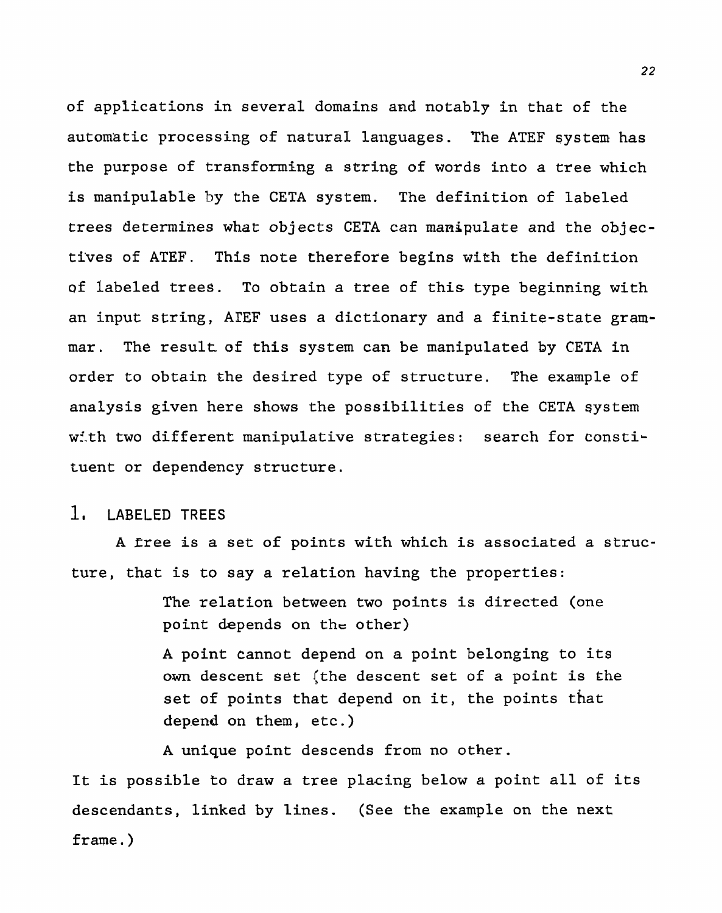of applications in several domains and notably in that of the automatic processing of natural languages. The ATEF system has the purpose of transforming a string of words into a tree which is manipulable by the CETA system. The definition of labeled trees determines what objects CETA can manipulate and the objectives of ATEF. This note therefore begins with the definition of labeled trees. To obtain a tree of this type beginning with an input string, ATEF uses a dictionary and a finite-state grammar. The result of this system can be manipulated by CETA in order to obtain the desired type of structure. The example of analysis given here shows the possibilities of the CETA system with two different manipulative strategies: search for constituent or dependency structure.

## 1. LABELED TREES

A tree is a set of points with which is associated a structure, that is to say a relation having the properties:

> The relation between two points is directed (one point depends on the other)
>
> A point cannot depend on a point belonging to its own descent set (the descent set of a point is the set of points that depend on it, the points that depend on them, etc.)
>
> A unique point descends from no other.

It is possible to draw a tree placing below a point all of its descendants, linked by lines. (See the example on the next frame.)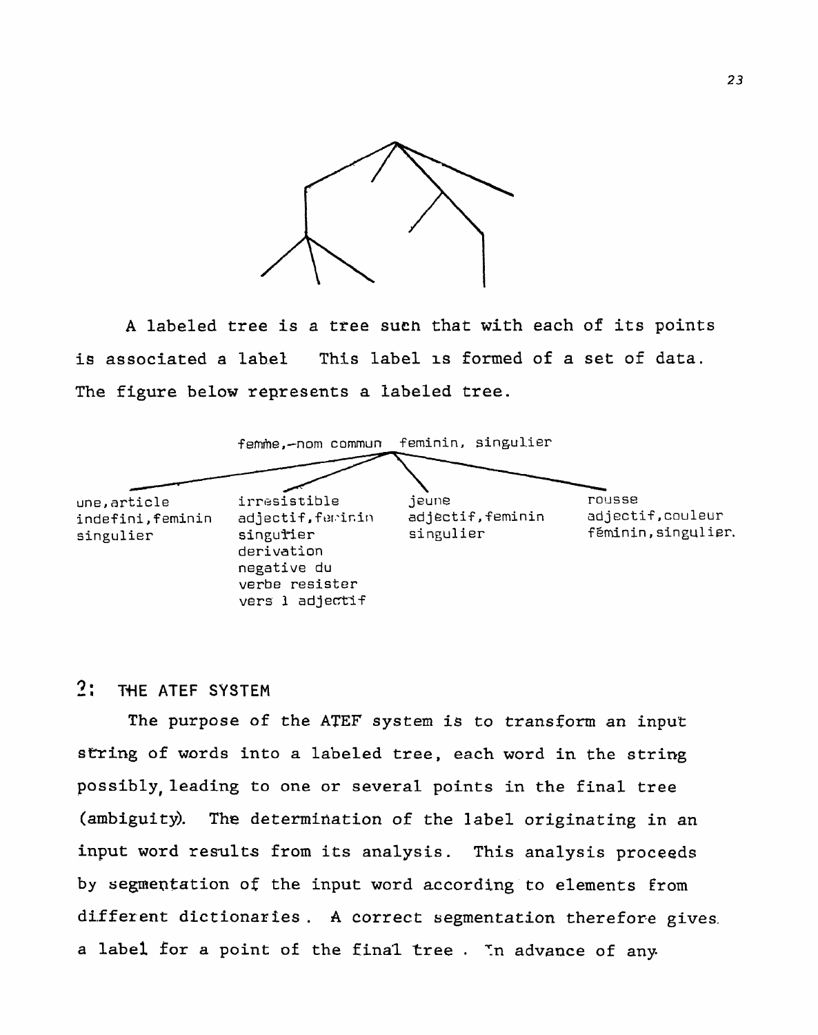A labeled tree is a tree such that with each of its points is associated a label This label is formed of a set of data. The figure below represents a labeled tree.

femme, nom commun feminin, singulier

une, article indefini, feminin singulier

irresistible adjectif, feminin singulier derivation negative du verbe resister vers l adjectif

jeune adjectif, feminin singulier

rousse adjectif, couleur féminin, singulier.

## 2: THE ATEF SYSTEM

The purpose of the ATEF system is to transform an input string of words into a labeled tree, each word in the string possibly leading to one or several points in the final tree (ambiguity). The determination of the label originating in an input word results from its analysis. This analysis proceeds by segmentation of the input word according to elements from different dictionaries. A correct segmentation therefore gives a label for a point of the final tree. In advance of any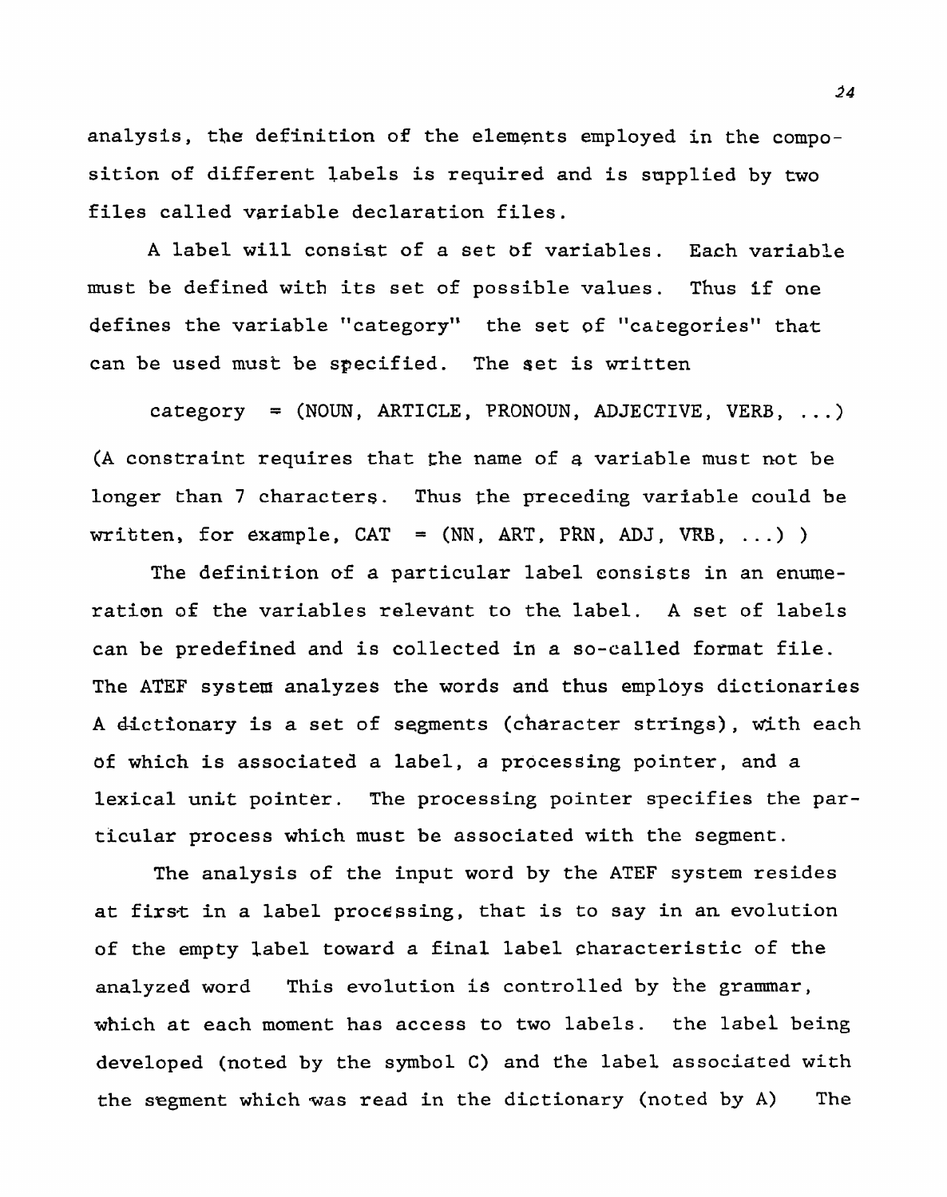analysis, the definition of the elements employed in the composition of different labels is required and is supplied by two files called variable declaration files.

A label will consist of a set of variables. Each variable must be defined with its set of possible values. Thus if one defines the variable "category" the set of "categories" that can be used must be specified. The set is written

category = (NOUN, ARTICLE, PRONOUN, ADJECTIVE, VERB, ...)

(A constraint requires that the name of a variable must not be longer than 7 characters. Thus the preceding variable could be written, for example, CAT = (NN, ART, PRN, ADJ, VRB, ...) )

The definition of a particular label consists in an enumeration of the variables relevant to the label. A set of labels can be predefined and is collected in a so-called format file. The ATEF system analyzes the words and thus employs dictionaries A dictionary is a set of segments (character strings), with each of which is associated a label, a processing pointer, and a lexical unit pointer. The processing pointer specifies the particular process which must be associated with the segment.

The analysis of the input word by the ATEF system resides at first in a label processing, that is to say in an evolution of the empty label toward a final label characteristic of the analyzed word This evolution is controlled by the grammar, which at each moment has access to two labels. the label being developed (noted by the symbol C) and the label associated with the segment which was read in the dictionary (noted by A) The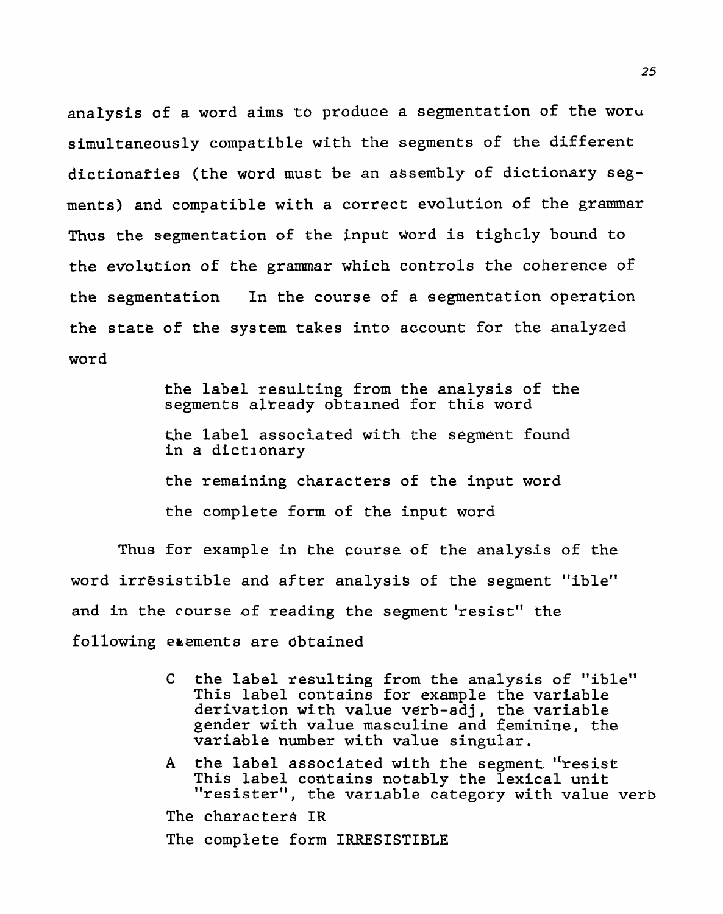analysis of a word aims to produce a segmentation of the word simultaneously compatible with the segments of the different dictionaries (the word must be an assembly of dictionary segments) and compatible with a correct evolution of the grammar Thus the segmentation of the input word is tightly bound to the evolution of the grammar which controls the coherence of the segmentation  In the course of a segmentation operation the state of the system takes into account for the analyzed word

> the label resulting from the analysis of the segments already obtained for this word
>
> the label associated with the segment found in a dictionary
>
> the remaining characters of the input word
>
> the complete form of the input word

Thus for example in the course of the analysis of the word irresistible and after analysis of the segment "ible" and in the course of reading the segment 'resist" the following elements are obtained

> C  the label resulting from the analysis of "ible" This label contains for example the variable derivation with value verb-adj, the variable gender with value masculine and feminine, the variable number with value singular.
>
> A  the label associated with the segment "resist This label contains notably the lexical unit "resister", the variable category with value verb
>
> The characters IR
>
> The complete form IRRESISTIBLE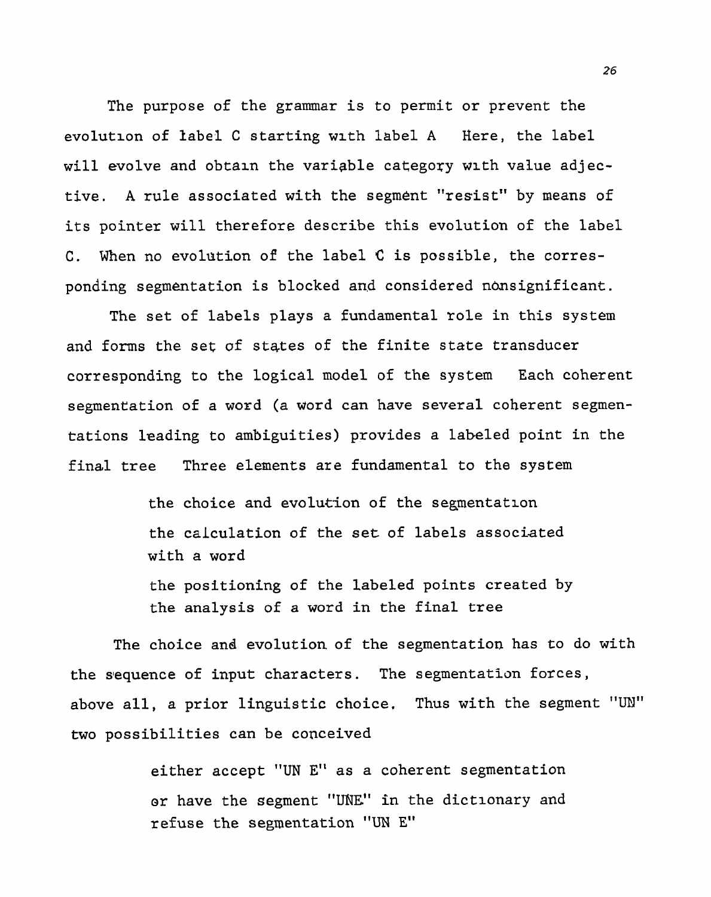The purpose of the grammar is to permit or prevent the evolution of label C starting with label A Here, the label will evolve and obtain the variable category with value adjective. A rule associated with the segment "resist" by means of its pointer will therefore describe this evolution of the label C. When no evolution of the label C is possible, the corresponding segmentation is blocked and considered nonsignificant.

The set of labels plays a fundamental role in this system and forms the set of states of the finite state transducer corresponding to the logical model of the system Each coherent segmentation of a word (a word can have several coherent segmentations leading to ambiguities) provides a labeled point in the final tree Three elements are fundamental to the system

- the choice and evolution of the segmentation
- the calculation of the set of labels associated with a word
- the positioning of the labeled points created by the analysis of a word in the final tree

The choice and evolution of the segmentation has to do with the sequence of input characters. The segmentation forces, above all, a prior linguistic choice. Thus with the segment "UN" two possibilities can be conceived

- either accept "UN E" as a coherent segmentation
- or have the segment "UNE" in the dictionary and refuse the segmentation "UN E"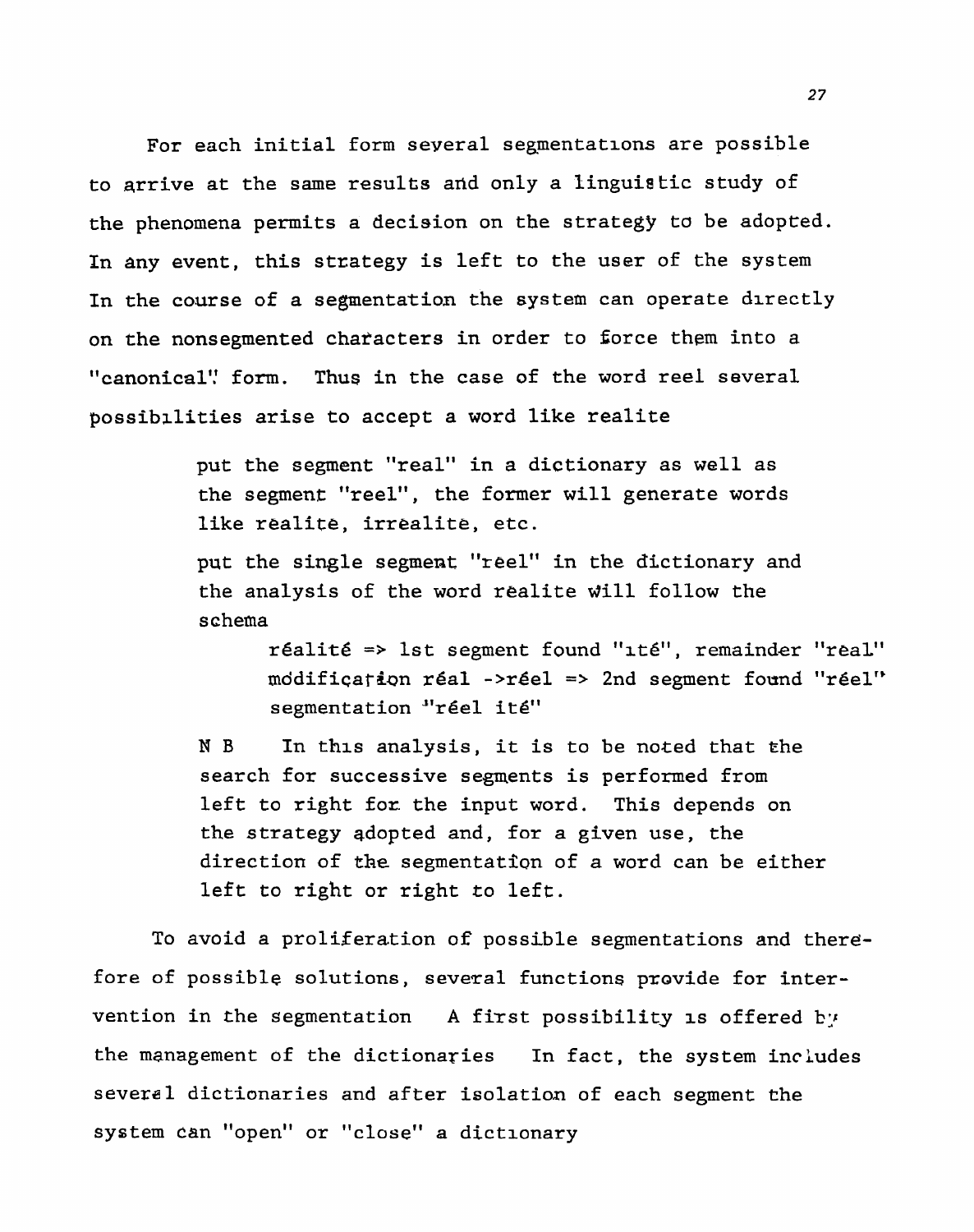For each initial form several segmentations are possible to arrive at the same results and only a linguistic study of the phenomena permits a decision on the strategy to be adopted. In any event, this strategy is left to the user of the system In the course of a segmentation the system can operate directly on the nonsegmented characters in order to force them into a "canonical" form. Thus in the case of the word reel several possibilities arise to accept a word like realite

> put the segment "real" in a dictionary as well as the segment "reel", the former will generate words like realite, irrealite, etc.
>
> put the single segment "reel" in the dictionary and the analysis of the word realite will follow the schema
>
> > réalité => 1st segment found "ité", remainder "réal"
> > modification réal ->réel => 2nd segment found "réel"
> > segmentation "réel ité"
>
> N B In this analysis, it is to be noted that the search for successive segments is performed from left to right for the input word. This depends on the strategy adopted and, for a given use, the direction of the segmentation of a word can be either left to right or right to left.

To avoid a proliferation of possible segmentations and therefore of possible solutions, several functions provide for intervention in the segmentation A first possibility is offered by the management of the dictionaries In fact, the system includes several dictionaries and after isolation of each segment the system can "open" or "close" a dictionary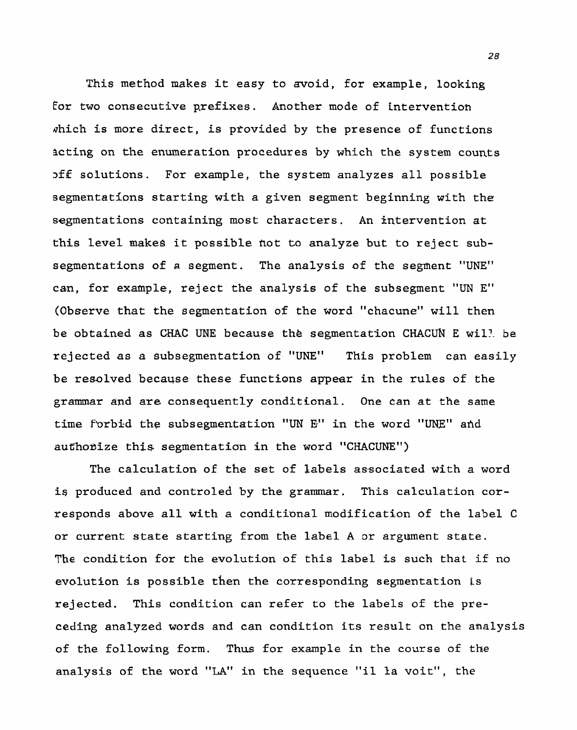This method makes it easy to avoid, for example, looking for two consecutive prefixes. Another mode of intervention which is more direct, is provided by the presence of functions acting on the enumeration procedures by which the system counts off solutions. For example, the system analyzes all possible segmentations starting with a given segment beginning with the segmentations containing most characters. An intervention at this level makes it possible not to analyze but to reject subsegmentations of a segment. The analysis of the segment "UNE" can, for example, reject the analysis of the subsegment "UN E" (Observe that the segmentation of the word "chacune" will then be obtained as CHAC UNE because the segmentation CHACUN E will be rejected as a subsegmentation of "UNE" This problem can easily be resolved because these functions appear in the rules of the grammar and are consequently conditional. One can at the same time forbid the subsegmentation "UN E" in the word "UNE" and authorize this segmentation in the word "CHACUNE")

The calculation of the set of labels associated with a word is produced and controled by the grammar. This calculation corresponds above all with a conditional modification of the label C or current state starting from the label A or argument state. The condition for the evolution of this label is such that if no evolution is possible then the corresponding segmentation is rejected. This condition can refer to the labels of the preceding analyzed words and can condition its result on the analysis of the following form. Thus for example in the course of the analysis of the word "LA" in the sequence "il la voit", the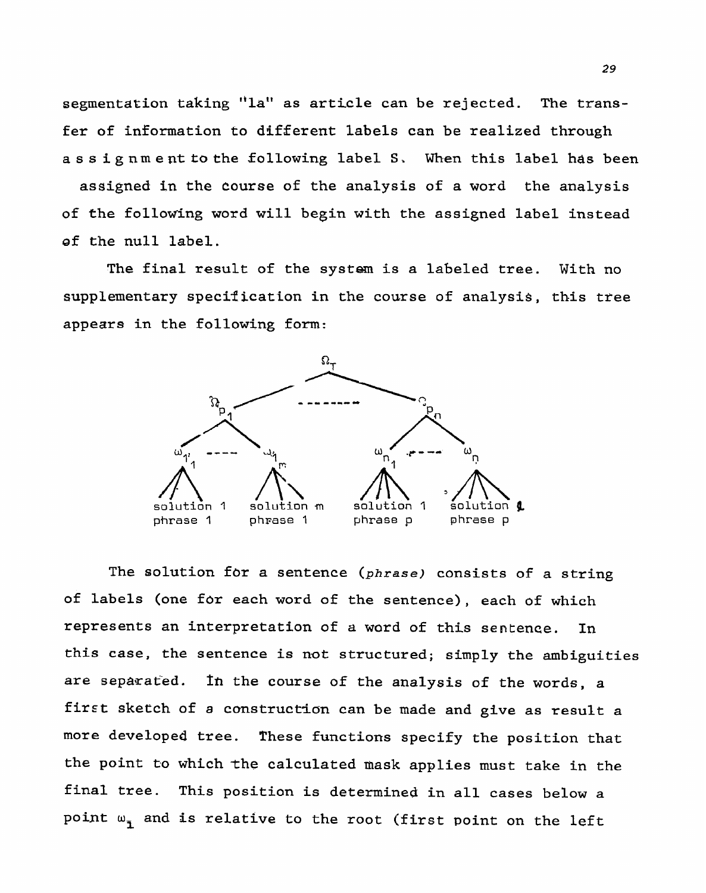segmentation taking "la" as article can be rejected. The transfer of information to different labels can be realized through assignment to the following label S. When this label has been assigned in the course of the analysis of a word the analysis of the following word will begin with the assigned label instead of the null label.

The final result of the system is a labeled tree. With no supplementary specification in the course of analysis, this tree appears in the following form:

$$\Omega_T \rightarrow \Omega_{p_1} \; \cdots \; \Omega_{p_n}$$

$$\Omega_{p_1} \rightarrow \omega_{1_1} \; \cdots \; \omega_{1_m} \qquad \Omega_{p_n} \rightarrow \omega_{n_1} \; \cdots \; \omega_{n}$$

| $\omega_{1_1}$ | $\omega_{1_m}$ | $\omega_{n_1}$ | $\omega_{n}$ |
|---|---|---|---|
| solution 1 phrase 1 | solution m phrase 1 | solution 1 phrase p | solution $\ell$ phrase p |

The solution for a sentence (*phrase*) consists of a string of labels (one for each word of the sentence), each of which represents an interpretation of a word of this sentence. In this case, the sentence is not structured; simply the ambiguities are separated. In the course of the analysis of the words, a first sketch of a construction can be made and give as result a more developed tree. These functions specify the position that the point to which the calculated mask applies must take in the final tree. This position is determined in all cases below a point $\omega_1$ and is relative to the root (first point on the left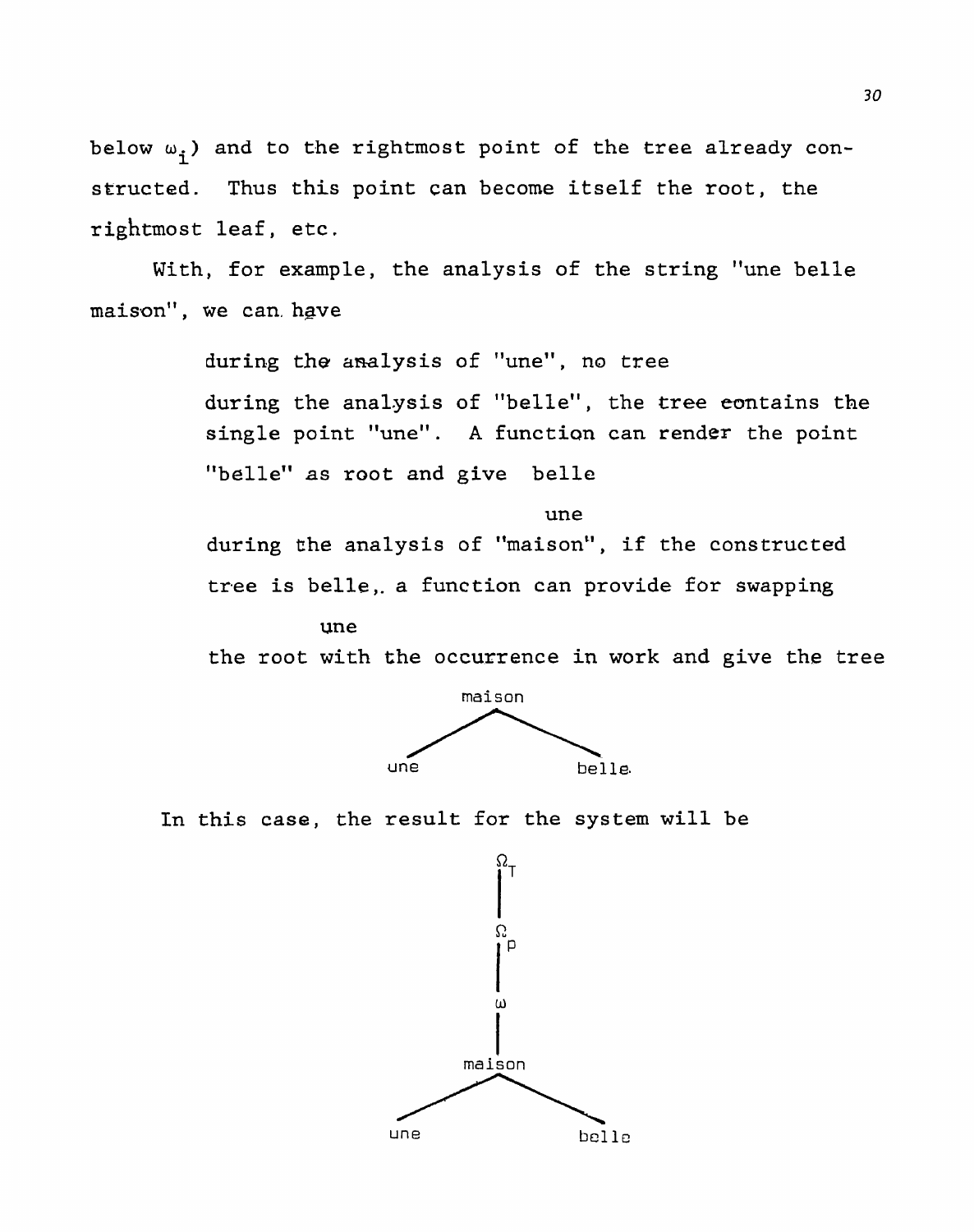below $\omega_i$) and to the rightmost point of the tree already constructed. Thus this point can become itself the root, the rightmost leaf, etc.

With, for example, the analysis of the string "une belle maison", we can have

> during the analysis of "une", no tree
>
> during the analysis of "belle", the tree contains the single point "une". A function can render the point "belle" as root and give belle
>
> une
>
> during the analysis of "maison", if the constructed tree is belle, a function can provide for swapping
>
> une
>
> the root with the occurrence in work and give the tree

```
        maison
       /      \
    une        belle.
```

In this case, the result for the system will be

```
           Ω_T
            |
           Ω_p
            |
            ω
            |
         maison
        /      \
     une        belle
```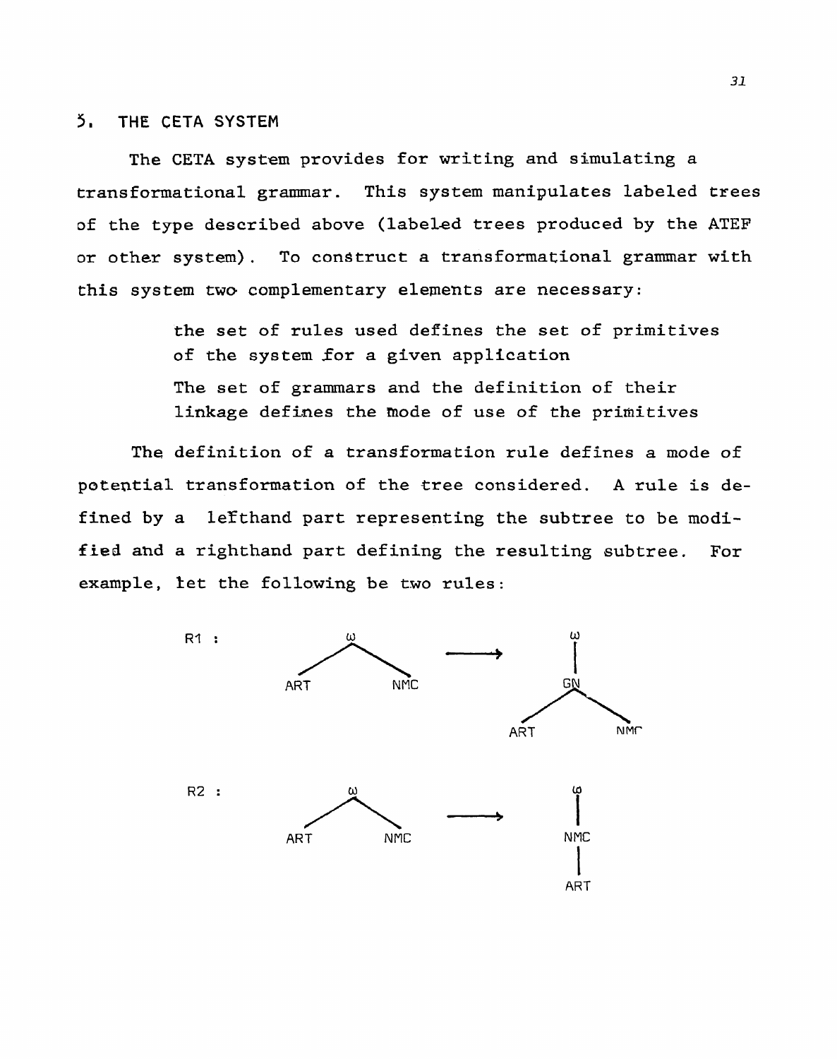## 5. THE CETA SYSTEM

The CETA system provides for writing and simulating a transformational grammar. This system manipulates labeled trees of the type described above (labeled trees produced by the ATEF or other system). To construct a transformational grammar with this system two complementary elements are necessary:

> the set of rules used defines the set of primitives of the system for a given application
>
> The set of grammars and the definition of their linkage defines the mode of use of the primitives

The definition of a transformation rule defines a mode of potential transformation of the tree considered. A rule is defined by a lefthand part representing the subtree to be modified and a righthand part defining the resulting subtree. For example, let the following be two rules:

R1 : ω(ART, NMC) ⟶ ω(GN(ART, NMC))

R2 : ω(ART, NMC) ⟶ ω(NMC(ART))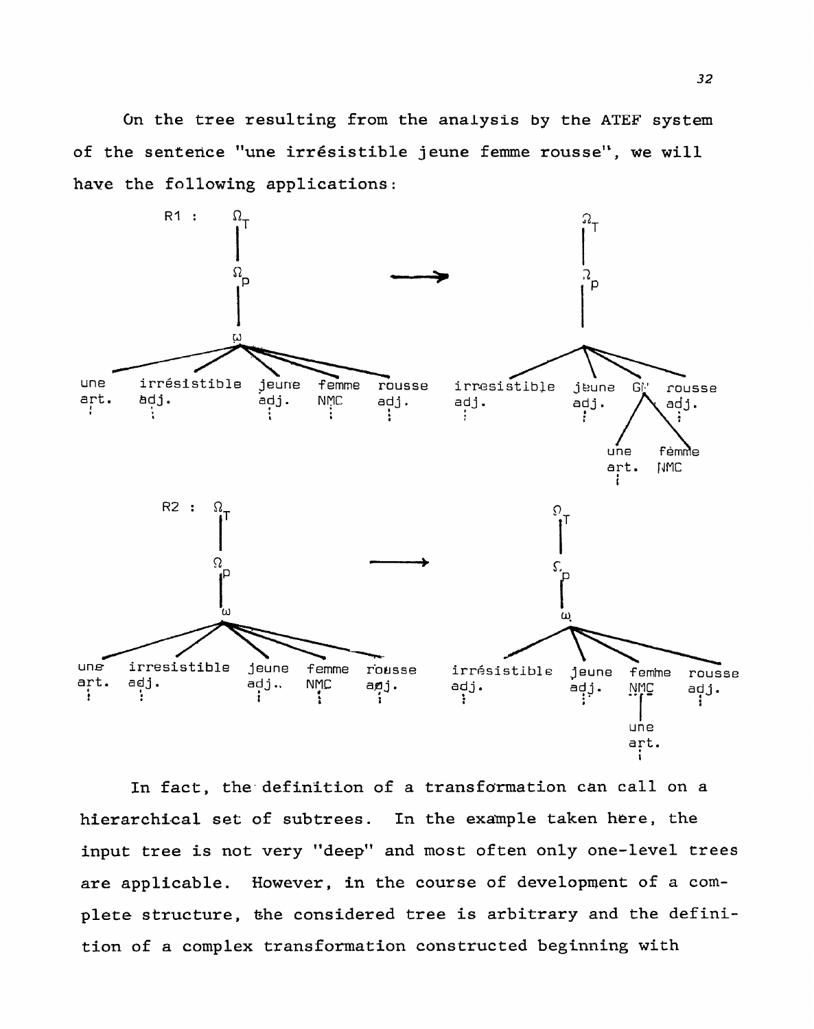On the tree resulting from the analysis by the ATEF system of the sentence "une irrésistible jeune femme rousse", we will have the following applications:

R1 :

```
        Ω_T                                              Ω_T
         |                                                |
        Ω_P                       ——→                    Ω_P
         |                                                |
         ω                                               
   ______|__________________                    __________|__________
  |      |       |     |      |                |          |    |      |
une irrésistible jeune femme rousse      irresistible jeune  GN   rousse
art.   adj.     adj.  NMC   adj.            adj.       adj. / \   adj.
                                                           une  femme
                                                           art.  NMC
```

R2 :

```
        Ω_T                                              Ω_T
         |                                                |
        Ω_P                       ——→                    Ω_P
         |                                                |
         ω                                                ω
   ______|__________________                    __________|__________
  |      |       |     |      |                |          |    |      |
une irresistible jeune femme rousse      irrésistible jeune femme rousse
art.   adj.     adj.  NMC   adj.            adj.       adj.  NMC   adj.
                                                               |
                                                              une
                                                              art.
```

In fact, the definition of a transformation can call on a hierarchical set of subtrees. In the example taken here, the input tree is not very "deep" and most often only one-level trees are applicable. However, in the course of development of a complete structure, the considered tree is arbitrary and the definition of a complex transformation constructed beginning with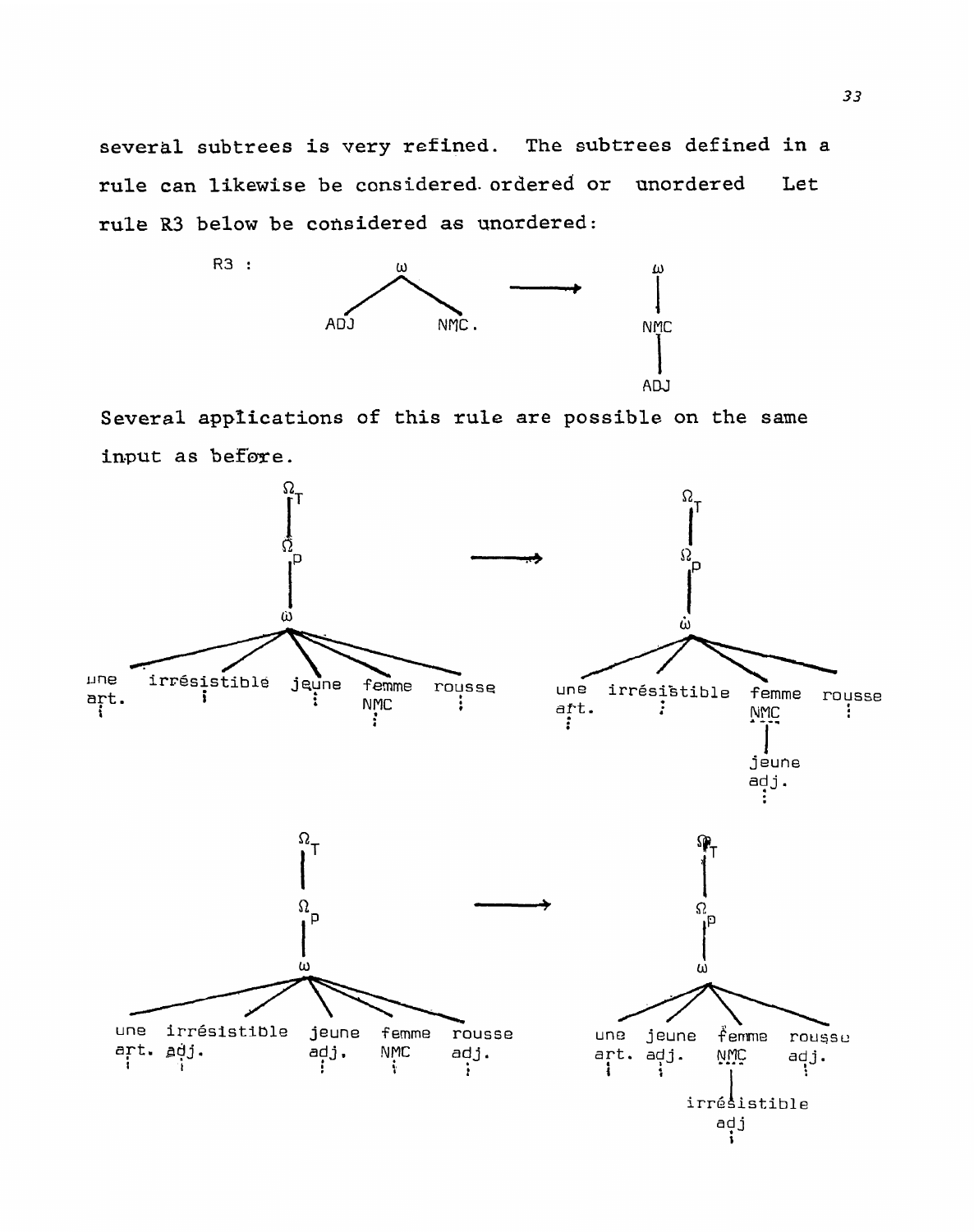several subtrees is very refined. The subtrees defined in a rule can likewise be considered ordered or unordered Let rule R3 below be considered as unordered:

R3 : ω (ADJ, NMC.) ⟶ ω — NMC — ADJ

Several applications of this rule are possible on the same input as before.

$\Omega_T$ — $\Omega_P$ — ω (une art., irrésistible, jeune, femme NMC, rousse) ⟶ $\Omega_T$ — $\Omega_P$ — ω (une art., irrésistible, femme NMC [jeune adj.], rousse)

$\Omega_T$ — $\Omega_P$ — ω (une art., irrésistible adj., jeune adj., femme NMC, rousse adj.) ⟶ $\Omega_T$ — $\Omega_P$ — ω (une art., jeune adj., femme NMC [irrésistible adj], rousse adj.)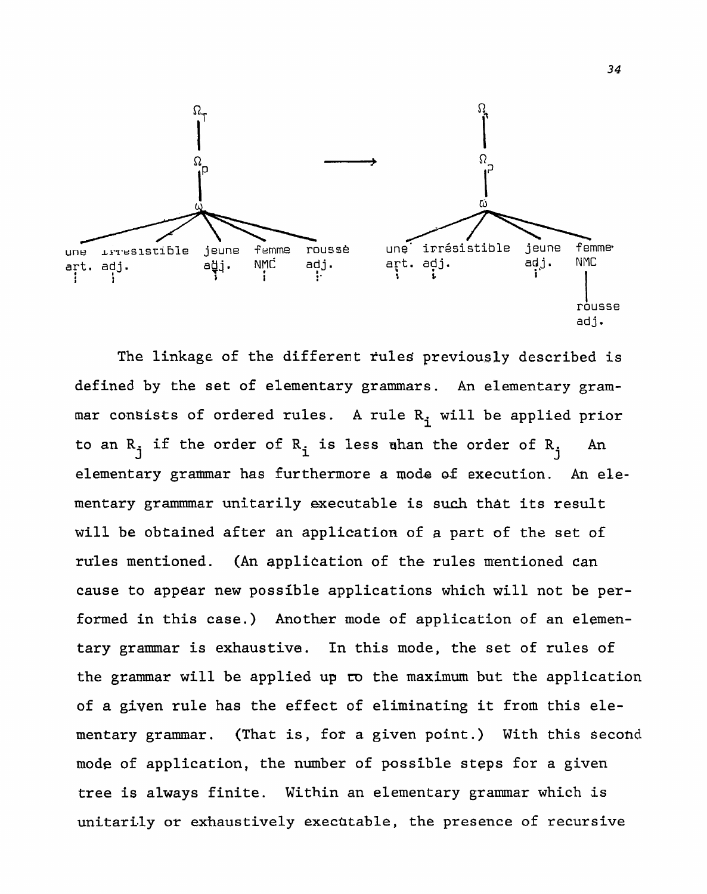une irrésistible jeune femme roussé
art. adj. adj. NMC adj.

→

une irrésistible jeune femme rousse
art. adj. adj. NMC adj.

The linkage of the different rules previously described is defined by the set of elementary grammars. An elementary grammar consists of ordered rules. A rule $R_i$ will be applied prior to an $R_j$ if the order of $R_i$ is less than the order of $R_j$. An elementary grammar has furthermore a mode of execution. An elementary grammmar unitarily executable is such that its result will be obtained after an application of a part of the set of rules mentioned. (An application of the rules mentioned can cause to appear new possible applications which will not be performed in this case.) Another mode of application of an elementary grammar is exhaustive. In this mode, the set of rules of the grammar will be applied up to the maximum but the application of a given rule has the effect of eliminating it from this elementary grammar. (That is, for a given point.) With this second mode of application, the number of possible steps for a given tree is always finite. Within an elementary grammar which is unitarily or exhaustively executable, the presence of recursive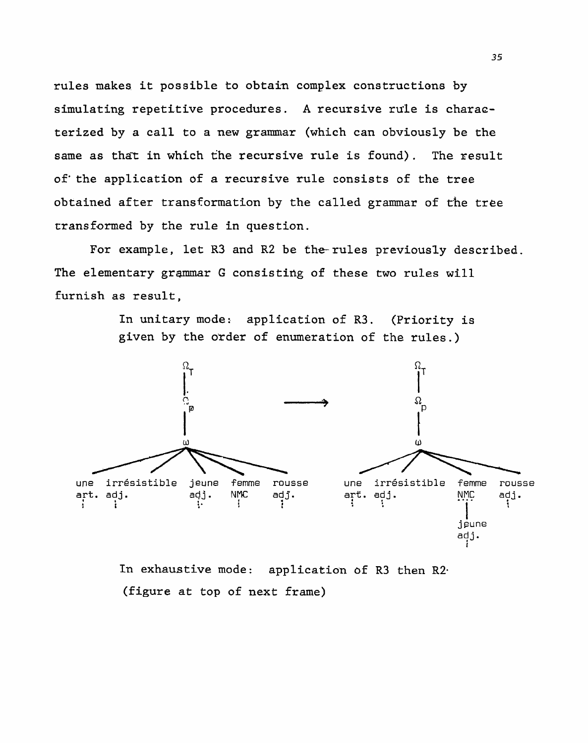rules makes it possible to obtain complex constructions by simulating repetitive procedures. A recursive rule is characterized by a call to a new grammar (which can obviously be the same as that in which the recursive rule is found). The result of the application of a recursive rule consists of the tree obtained after transformation by the called grammar of the tree transformed by the rule in question.

For example, let R3 and R2 be the rules previously described. The elementary grammar G consisting of these two rules will furnish as result,

> In unitary mode: application of R3. (Priority is given by the order of enumeration of the rules.)

```
        Ω_T                                          Ω_T
         |                                            |
        Ω_P                  ------>                 Ω_P
         |                                            |
         ω                                            ω
  /    /     |     \     \                     /    /      \       \
une  irrésistible  jeune  femme  rousse      une  irrésistible  femme  rousse
art. adj.          adj.   NMC    adj.        art. adj.          NMC    adj.
                                                                 |
                                                               jeune
                                                               adj.
```

> In exhaustive mode: application of R3 then R2.
> (figure at top of next frame)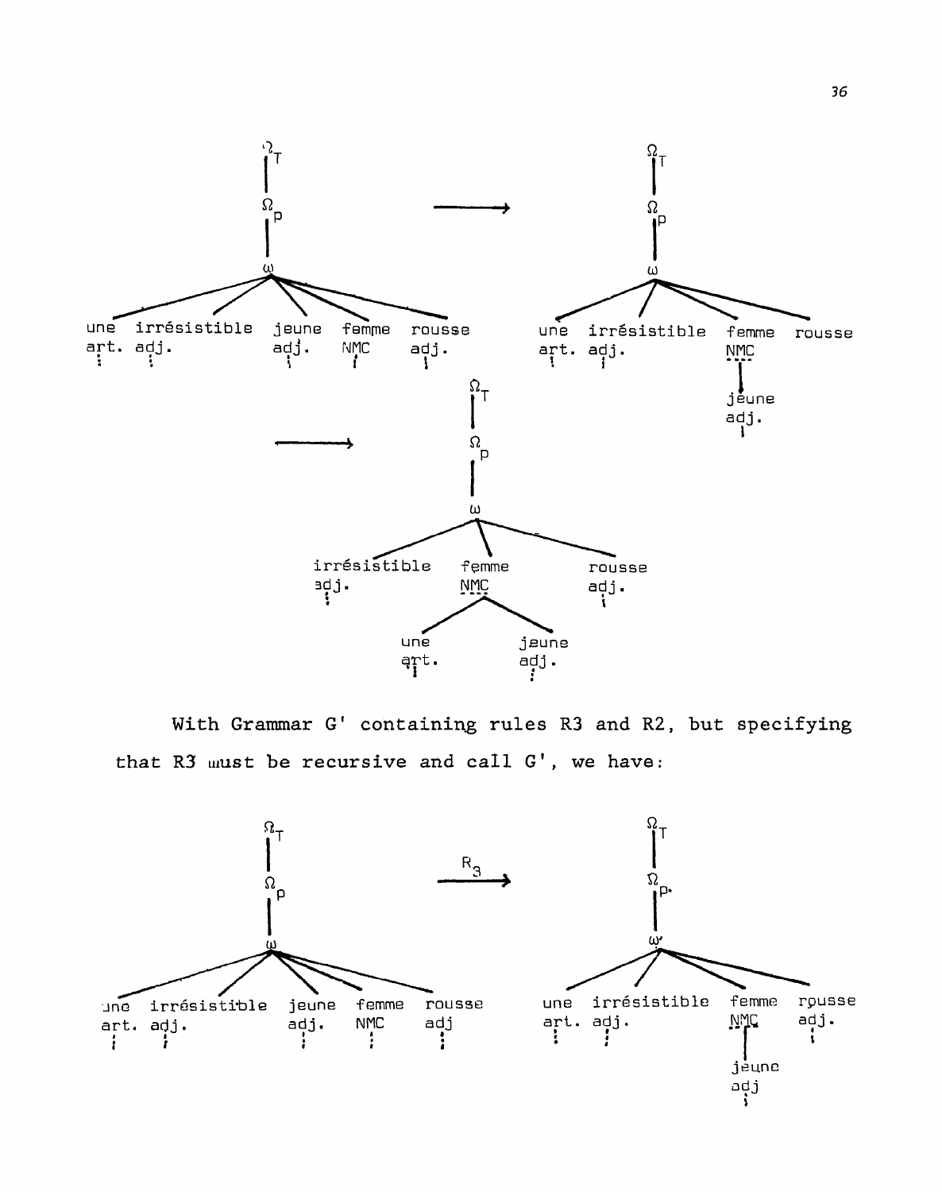With Grammar G' containing rules R3 and R2, but specifying that R3 must be recursive and call G', we have: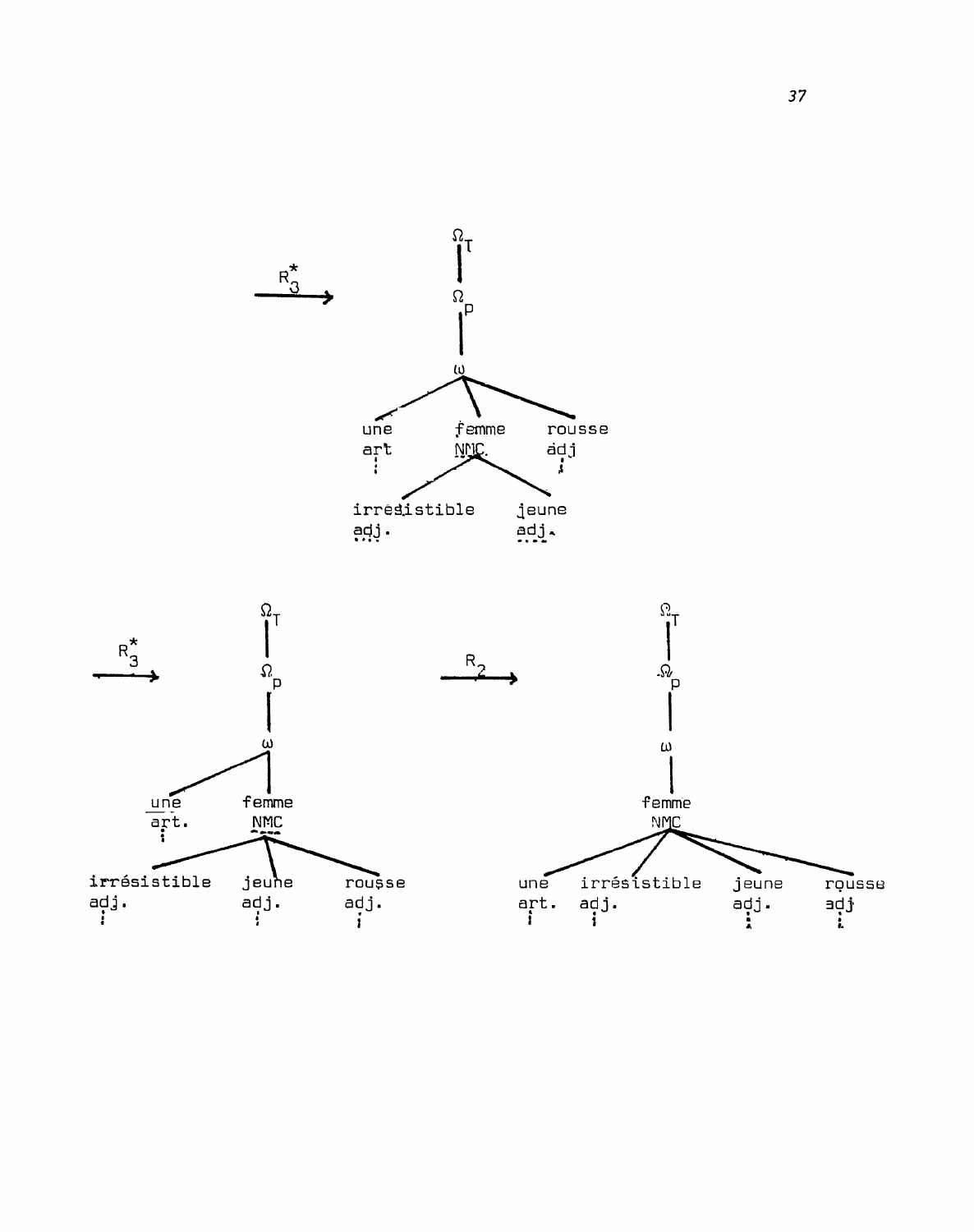$\xrightarrow{R_3^*}$

```
        Ω_T
         |
        Ω_p
         |
         ω
   ______|________
  |      |        |
 une   femme    rousse
 art    NMC      adj
        / \
irrésistible  jeune
adj.          adj.
```

$\xrightarrow{R_3^*}$

```
            Ω_T
             |
            Ω_p
             |
             ω
        _____|
       |     |
      une  femme
      art.  NMC
        _____|______
       |     |      |
irrésistible jeune rousse
adj.         adj.  adj.
```

$\xrightarrow{R_2}$

```
                 Ω_T
                  |
                 Ω_p
                  |
                  ω
                  |
                femme
                 NMC
     _____________|_____________
    |        |         |        |
   une  irrésistible  jeune   rousse
   art.     adj.      adj.     adj
```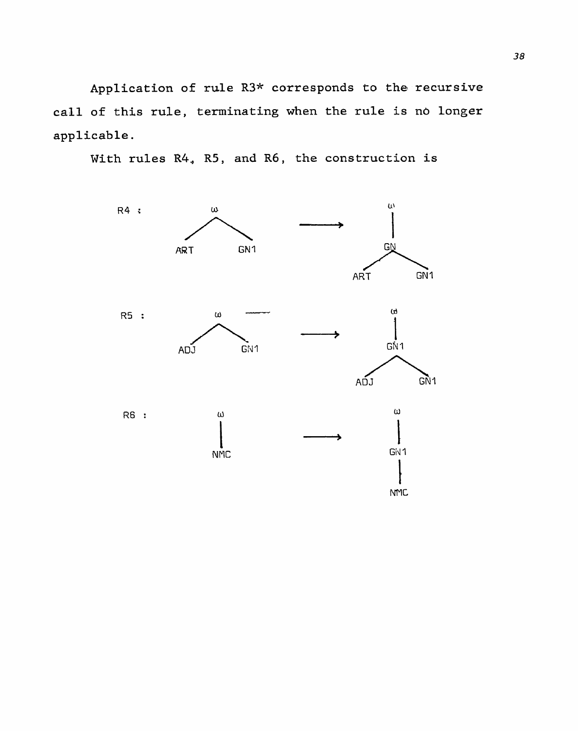Application of rule R3* corresponds to the recursive call of this rule, terminating when the rule is no longer applicable.

With rules R4, R5, and R6, the construction is

R4 : ω (ART, GN1) ⟶ ω — GN (ART, GN1)

R5 : ω (ADJ, GN1) ⟶ ω — GN1 (ADJ, GN1)

R6 : ω — NMC ⟶ ω — GN1 — NMC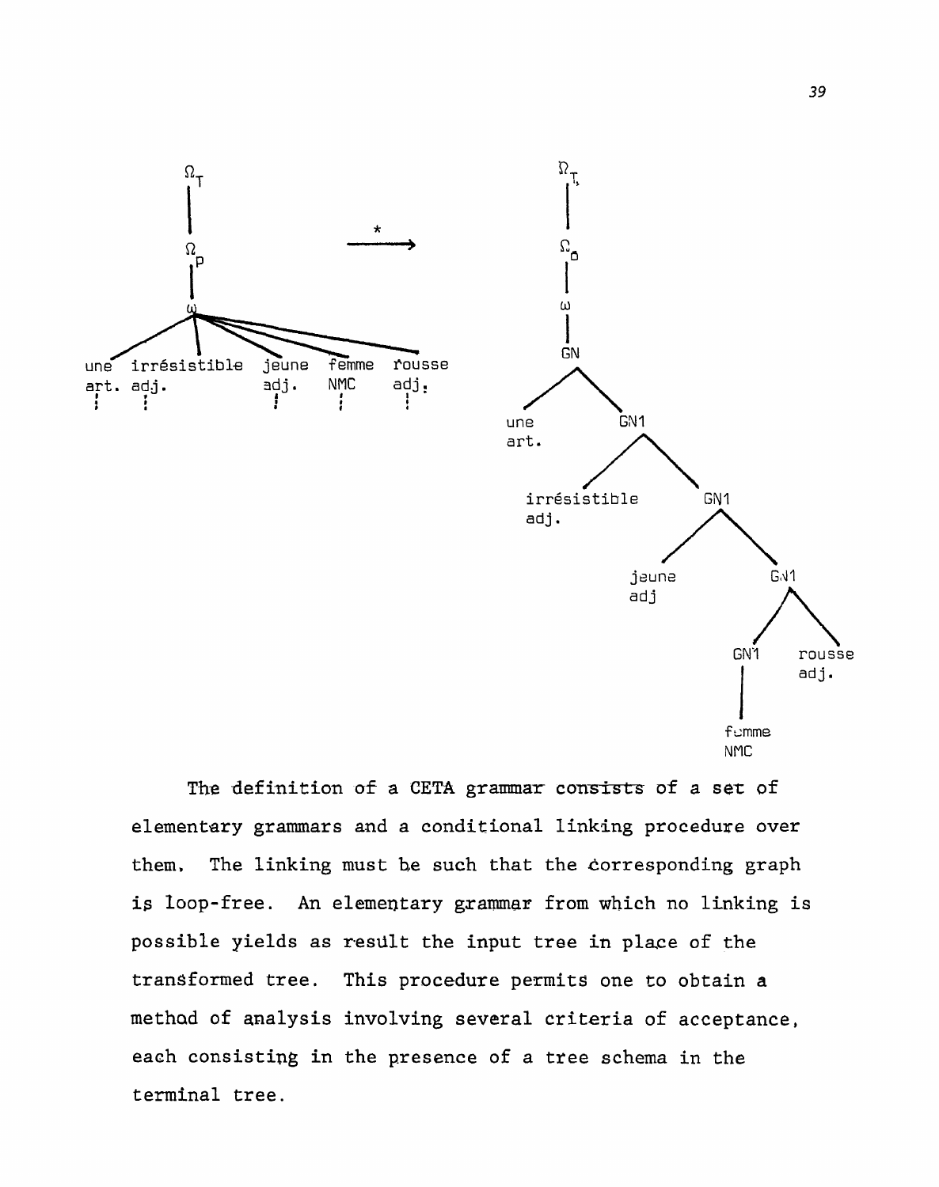```
Ω_T                                              Ω_T
 |                                                |
Ω_P                     *                        Ω_0
 |                    ----->                      |
 ω                                                ω
 |                                                |
une  irrésistible  jeune  femme  rousse          GN
art. adj.          adj.   NMC    adj.           /  \
                                             une    GN1
                                             art.  /   \
                                        irrésistible    GN1
                                        adj.           /   \
                                                  jeune     GN1
                                                  adj      /   \
                                                        GN1    rousse
                                                         |     adj.
                                                       femme
                                                       NMC
```

The definition of a CETA grammar consists of a set of elementary grammars and a conditional linking procedure over them. The linking must be such that the corresponding graph is loop-free. An elementary grammar from which no linking is possible yields as result the input tree in place of the transformed tree. This procedure permits one to obtain a method of analysis involving several criteria of acceptance, each consisting in the presence of a tree schema in the terminal tree.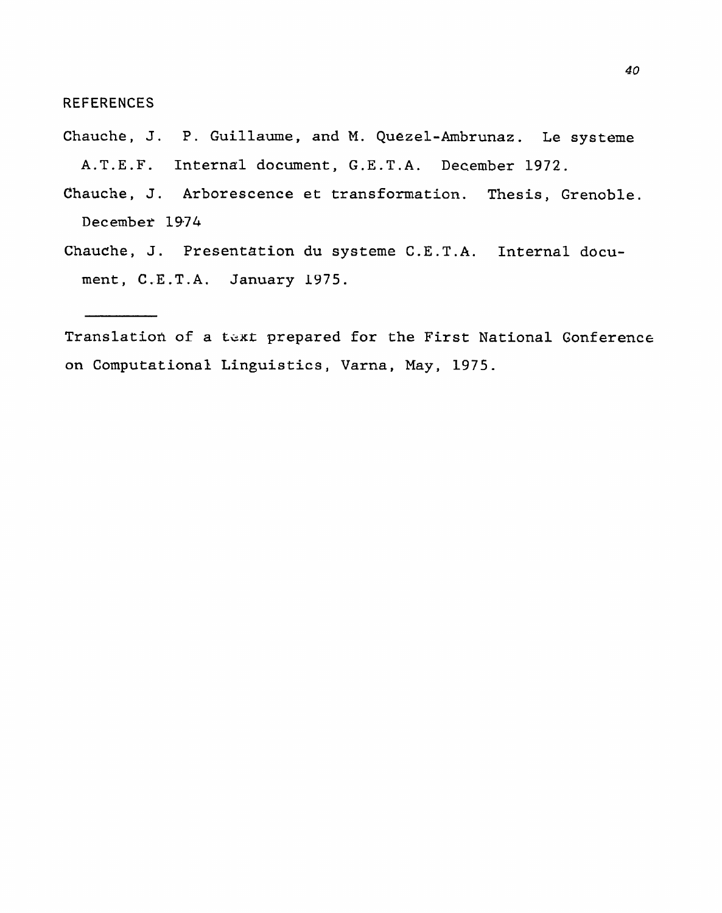## REFERENCES

Chauche, J. P. Guillaume, and M. Quézel-Ambrunaz. Le systeme A.T.E.F. Internal document, G.E.T.A. December 1972.

Chauche, J. Arborescence et transformation. Thesis, Grenoble. December 1974

Chauche, J. Presentation du systeme C.E.T.A. Internal document, C.E.T.A. January 1975.

---

Translation of a text prepared for the First National Conference on Computational Linguistics, Varna, May, 1975.